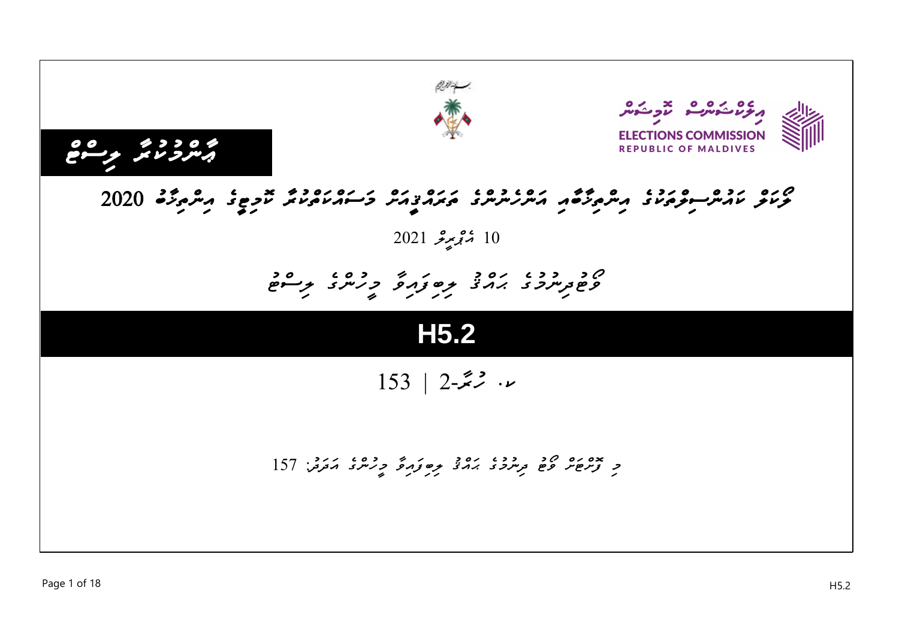ބިސްމިއްލާހިއްރަޙްމާނިއްރަޙީމް

އިލެކްޝަންސް ކޮމިޝަން

ELECTIONS COMMISSION
REPUBLIC OF MALDIVES

އަންނުވާރާ ލިސްޓު

# ލޯކަލް ކައުންސިލްތަކުގެ އިންތިޚާބާއި އަންހެނުންގެ ތަރައްޤީއަށް މަސައްކަތްކުރާ ކޮމިޓީގެ އިންތިޚާބު 2020

10 އޭޕްރީލް 2021

## ވޯޓުދިނުމުގެ ޙައްޤު ލިބިފައިވާ މީހުންގެ ލިސްޓު

# H5.2

ކ. ހުރާ-2 | 153

މި ފޮށްޓަށް ވޯޓު ދިނުމުގެ ޙައްޤު ލިބިފައިވާ މީހުންގެ އަދަދު: 157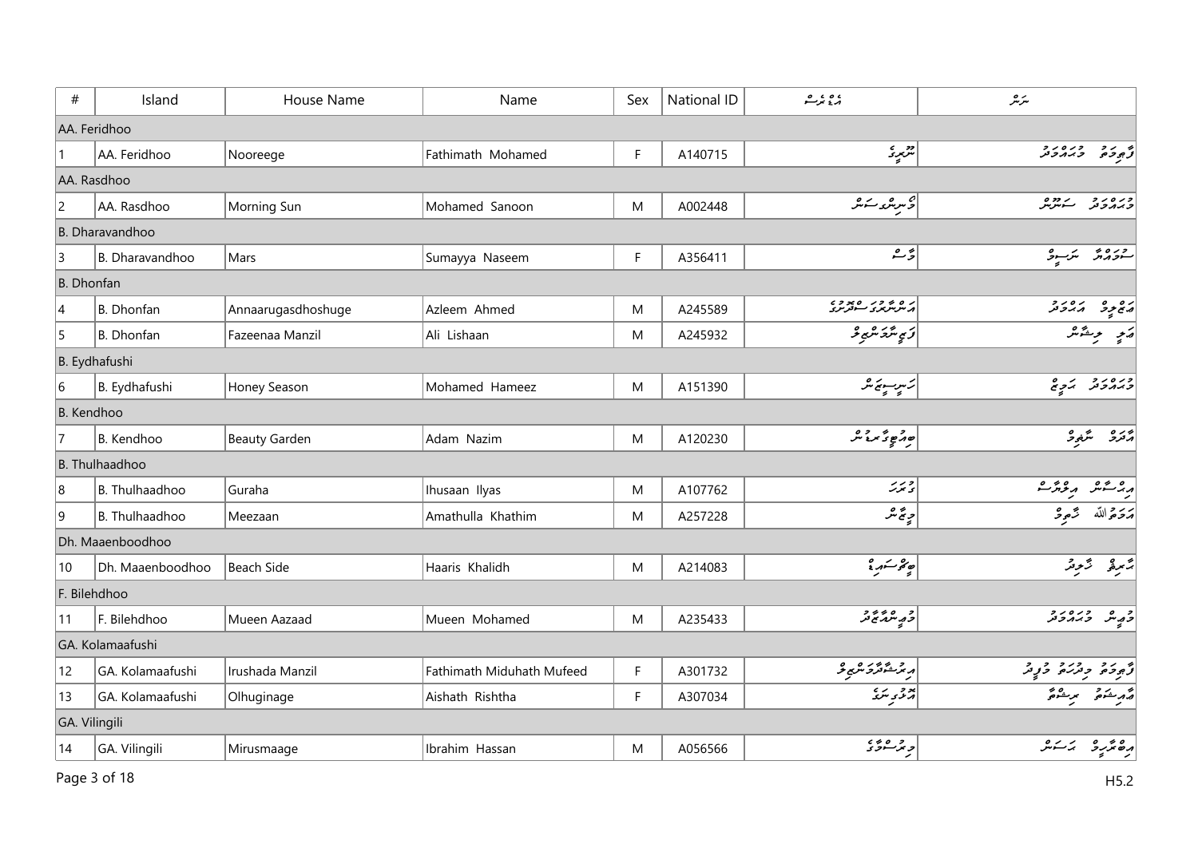| # | Island | House Name | Name | Sex | National ID | ގެއްގެ ނަން | ނަން |
|---|---|---|---|---|---|---|---|
| AA. Feridhoo | | | | | | | |
| 1 | AA. Feridhoo | Nooreege | Fathimath Mohamed | F | A140715 | ނޫރީގެ | ފާތިމަތު މުހައްމަދު |
| AA. Rasdhoo | | | | | | | |
| 2 | AA. Rasdhoo | Morning Sun | Mohamed Sanoon | M | A002448 | މޯނިންގ ސަން | މުހައްމަދު ސަނޫން |
| B. Dharavandhoo | | | | | | | |
| 3 | B. Dharavandhoo | Mars | Sumayya Naseem | F | A356411 | މާސް | ސުމައްޔާ ނަސީމް |
| B. Dhonfan | | | | | | | |
| 4 | B. Dhonfan | Annaarugasdhoshuge | Azleem Ahmed | M | A245589 | އަންނާރުގަސްދޮށުގެ | އަޒްލީމް އަހުމަދު |
| 5 | B. Dhonfan | Fazeenaa Manzil | Ali Lishaan | M | A245932 | ފަޒީނާމަންޒިލް | އަލި ލިޝާން |
| B. Eydhafushi | | | | | | | |
| 6 | B. Eydhafushi | Honey Season | Mohamed Hameez | M | A151390 |ހަނީސީޒަން | މުހައްމަދު ހަމީޒް |
| B. Kendhoo | | | | | | | |
| 7 | B. Kendhoo | Beauty Garden | Adam Nazim | M | A120230 | ބިއުޓީގާޑަން | އާދަމް ނާޒިމް |
| B. Thulhaadhoo | | | | | | | |
| 8 | B. Thulhaadhoo | Guraha | Ihusaan Ilyas | M | A107762 | ގުރަހަ | އިހުސާން އިލްޔާސް |
| 9 | B. Thulhaadhoo | Meezaan | Amathulla Khathim | M | A257228 | މީޒާން | އަމަތުﷲ ޚާތިމް |
| Dh. Maaenboodhoo | | | | | | | |
| 10 | Dh. Maaenboodhoo | Beach Side | Haaris Khalidh | M | A214083 | ބީޗްސައިޑް | ހާރިސް ޚާލިދު |
| F. Bilehdhoo | | | | | | | |
| 11 | F. Bilehdhoo | Mueen Aazaad | Mueen Mohamed | M | A235433 | މުއީންއާޒާދު | މުއީން މުހައްމަދު |
| GA. Kolamaafushi | | | | | | | |
| 12 | GA. Kolamaafushi | Irushada Manzil | Fathimath Miduhath Mufeed | F | A301732 | އިރުޝާދާމަންޒިލް | ފާތިމަތު މިދުހަތު މުފީދު |
| 13 | GA. Kolamaafushi | Olhuginage | Aishath Rishtha | F | A307034 | އޮޅުގިނަގެ | އާއިޝަތު ރިޝްތާ |
| GA. Vilingili | | | | | | | |
| 14 | GA. Vilingili | Mirusmaage | Ibrahim Hassan | M | A056566 | މިރުސްމާގެ | އިބްރާހީމް ހަސަން |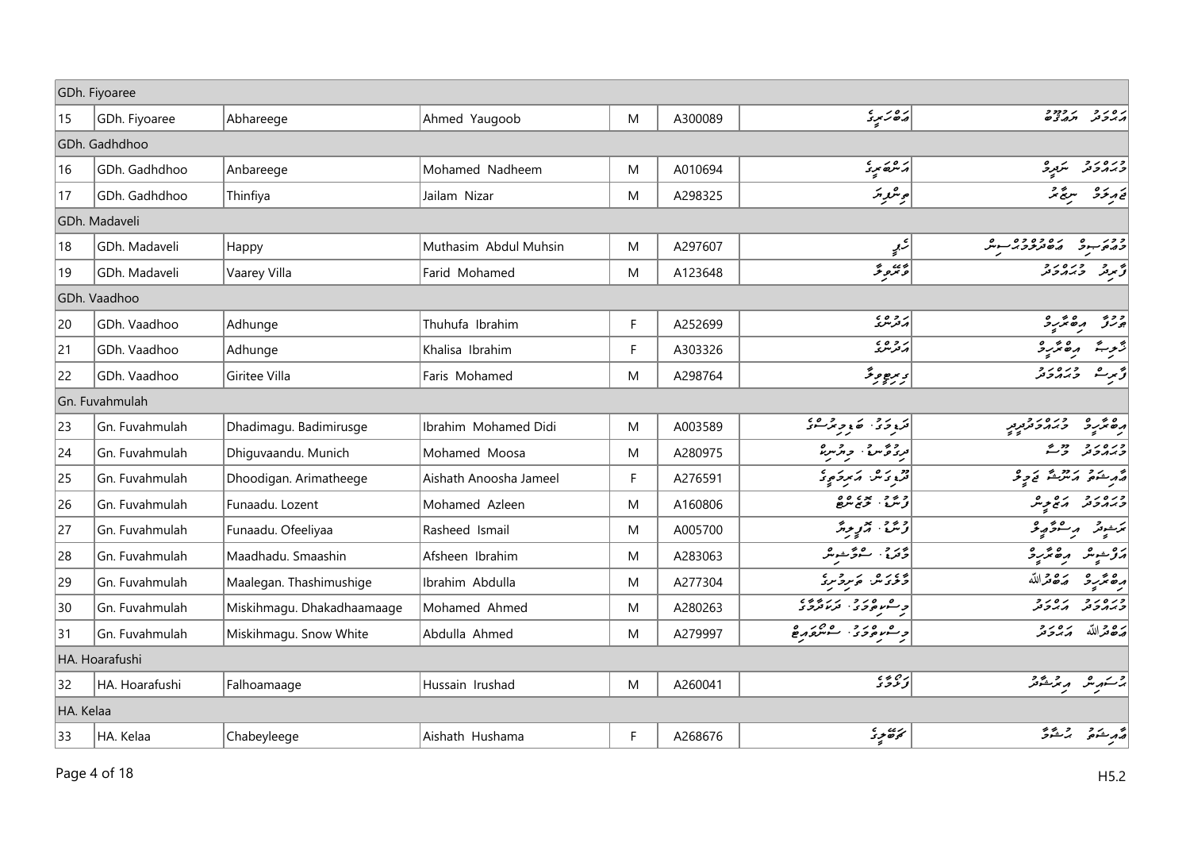| | | | | | | | |
|---|---|---|---|---|---|---|---|
| GDh. Fiyoaree | | | | | | | |
| 15 | GDh. Fiyoaree | Abhareege | Ahmed Yaugoob | M | A300089 | އަބަރީގެ | އަހުމަދު ޔައުޤޫބް |
| GDh. Gadhdhoo | | | | | | | |
| 16 | GDh. Gadhdhoo | Anbareege | Mohamed Nadheem | M | A010694 | އަންބަރީގެ | މުޙައްމަދު ނަދީމް |
| 17 | GDh. Gadhdhoo | Thinfiya | Jailam Nizar | M | A298325 | ތިންފިޔަ | ޖައިލަމް ނިޒާރު |
| GDh. Madaveli | | | | | | | |
| 18 | GDh. Madaveli | Happy | Muthasim Abdul Muhsin | M | A297607 |ހެޕީ | މުތަޞިމް އަބްދުލްމުޙްސިން |
| 19 | GDh. Madaveli | Vaarey Villa | Farid Mohamed | M | A123648 | ވާރޭވިލާ | ފާރިދު މުޙައްމަދު |
| GDh. Vaadhoo | | | | | | | |
| 20 | GDh. Vaadhoo | Adhunge | Thuhufa Ibrahim | F | A252699 | އަދުންގެ | ތުހުފާ އިބްރާހީމް |
| 21 | GDh. Vaadhoo | Adhunge | Khalisa Ibrahim | F | A303326 | އަދުންގެ | ޚާލިޞާ އިބްރާހީމް |
| 22 | GDh. Vaadhoo | Giritee Villa | Faris Mohamed | M | A298764 | ގިރިޓީވިލާ | ފާރިސް މުޙައްމަދު |
| Gn. Fuvahmulah | | | | | | | |
| 23 | Gn. Fuvahmulah | Dhadimagu. Badimirusge | Ibrahim Mohamed Didi | M | A003589 | ދަޑިމަގު. ބަދިމިރުސްގެ | އިބްރާހީމް މުޙައްމަދުދީދީ |
| 24 | Gn. Fuvahmulah | Dhiguvaandu. Munich | Mohamed Moosa | M | A280975 | ދިގުވާނޑު. މިއުނިކް | މުޙައްމަދު މޫސާ |
| 25 | Gn. Fuvahmulah | Dhoodigan. Arimatheege | Aishath Anoosha Jameel | F | A276591 | ދޫޑިގަން. އަރިމަތީގެ | އާއިޝަތު އަނޫޝާ ޖަމީލް |
| 26 | Gn. Fuvahmulah | Funaadu. Lozent | Mohamed Azleen | M | A160806 | ފުނާޑު. ލޮޒެންޓް | މުޙައްމަދު އަޒްލީން |
| 27 | Gn. Fuvahmulah | Funaadu. Ofeeliyaa | Rasheed Ismail | M | A005700 | ފުނާޑު. އޮފީލިޔާ | ރަޝީދު އިސްމާޢީލް |
| 28 | Gn. Fuvahmulah | Maadhadu. Smaashin | Afsheen Ibrahim | M | A283063 | މާދަޑު. ސްމާޝިން | އަފްޝީން އިބްރާހީމް |
| 29 | Gn. Fuvahmulah | Maalegan. Thashimushige | Ibrahim Abdulla | M | A277304 | މާލެގަން. ތަޝިމުޝިގެ | އިބްރާހީމް އަބްދުﷲ |
| 30 | Gn. Fuvahmulah | Miskihmagu. Dhakadhaamaage | Mohamed Ahmed | M | A280263 | މިސްކިއްމަގު. ދަކަދާމާގެ | މުޙައްމަދު އަޙްމަދު |
| 31 | Gn. Fuvahmulah | Miskihmagu. Snow White | Abdulla Ahmed | M | A279997 | މިސްކިއްމަގު. ސްނޯވައިޓް | އަބްދުﷲ އަޙްމަދު |
| HA. Hoarafushi | | | | | | | |
| 32 | HA. Hoarafushi | Falhoamaage | Hussain Irushad | M | A260041 | ފަޅޯމާގެ | ހުސައިން އިރުޝާދު |
| HA. Kelaa | | | | | | | |
| 33 | HA. Kelaa | Chabeyleege | Aishath Hushama | F | A268676 | ޗަބޭލީގެ | އާއިޝަތު ހުޝާމާ |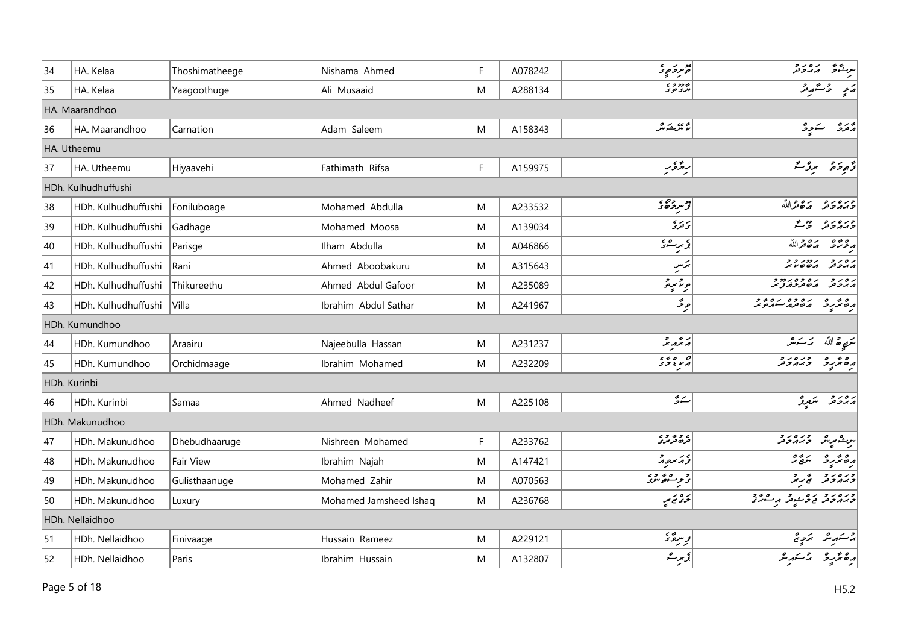| 34 | HA. Kelaa | Thoshimatheege | Nishama Ahmed | F | A078242 | ތޮށިމަތީގެ | ނިޝާމާ އަޙްމަދު |
|---|---|---|---|---|---|---|---|
| 35 | HA. Kelaa | Yaagoothuge | Ali Musaaid | M | A288134 | ޔާގޫތުގެ | ޢަލީ މުސާޢިދު |
| HA. Maarandhoo | | | | | | | |
| 36 | HA. Maarandhoo | Carnation | Adam Saleem | M | A158343 | ކާނޭޝަން | އާދަމް ސަލީމް |
| HA. Utheemu | | | | | | | |
| 37 | HA. Utheemu | Hiyaavehi | Fathimath Rifsa | F | A159975 | ހިޔާވެހި | ފާތިމަތު ރިފްސާ |
| HDh. Kulhudhuffushi | | | | | | | |
| 38 | HDh. Kulhudhuffushi | Foniluboage | Mohamed Abdulla | M | A233532 | ފޮނިލުބޯގެ | މުޙައްމަދު ޢަބްދުﷲ |
| 39 | HDh. Kulhudhuffushi | Gadhage | Mohamed Moosa | M | A139034 | ގަދަގެ | މުޙައްމަދު މޫސާ |
| 40 | HDh. Kulhudhuffushi | Parisge | Ilham Abdulla | M | A046866 | ޕެރިސްގެ | އިލްހާމް ޢަބްދުﷲ |
| 41 | HDh. Kulhudhuffushi | Rani | Ahmed Aboobakuru | M | A315643 | ރަނި | އަޙްމަދު އަބޫބަކުރު |
| 42 | HDh. Kulhudhuffushi | Thikureethu | Ahmed Abdul Gafoor | M | A235089 | ތިކުރީތު | އަޙްމަދު ޢަބްދުލްޣަފޫރު |
| 43 | HDh. Kulhudhuffushi | Villa | Ibrahim Abdul Sathar | M | A241967 | ވިލާ | އިބްރާހީމް ޢަބްދުލްސައްތާރު |
| HDh. Kumundhoo | | | | | | | |
| 44 | HDh. Kumundhoo | Araairu | Najeebulla Hassan | M | A231237 | އަރާއިރު | ނަޖީބުﷲ ޙަސަން |
| 45 | HDh. Kumundhoo | Orchidmaage | Ibrahim Mohamed | M | A232209 | އޯކިޑްމާގެ | އިބްރާހީމް މުޙައްމަދު |
| HDh. Kurinbi | | | | | | | |
| 46 | HDh. Kurinbi | Samaa | Ahmed Nadheef | M | A225108 | ސަމާ | އަޙްމަދު ނަޒީފު |
| HDh. Makunudhoo | | | | | | | |
| 47 | HDh. Makunudhoo | Dhebudhaaruge | Nishreen Mohamed | F | A233762 | ދެބުދާރުގެ | ނިޝްރީން މުޙައްމަދު |
| 48 | HDh. Makunudhoo | Fair View | Ibrahim Najah | M | A147421 | ފެއަރވިއު | އިބްރާހީމް ނަޖާހް |
| 49 | HDh. Makunudhoo | Gulisthaanuge | Mohamed Zahir | M | A070563 | ގުލިސްތާނުގެ | މުޙައްމަދު ޒާހިރު |
| 50 | HDh. Makunudhoo | Luxury | Mohamed Jamsheed Ishaq | M | A236768 | ލަގްޒަރީ | މުޙައްމަދު ޖަމްޝީދު އިސްޙާޤު |
| HDh. Nellaidhoo | | | | | | | |
| 51 | HDh. Nellaidhoo | Finivaage | Hussain Rameez | M | A229121 | ފިނިވާގެ | ޙުސައިން ރަމީޒު |
| 52 | HDh. Nellaidhoo | Paris | Ibrahim Hussain | M | A132807 | ޕެރިސް | އިބްރާހީމް ޙުސައިން |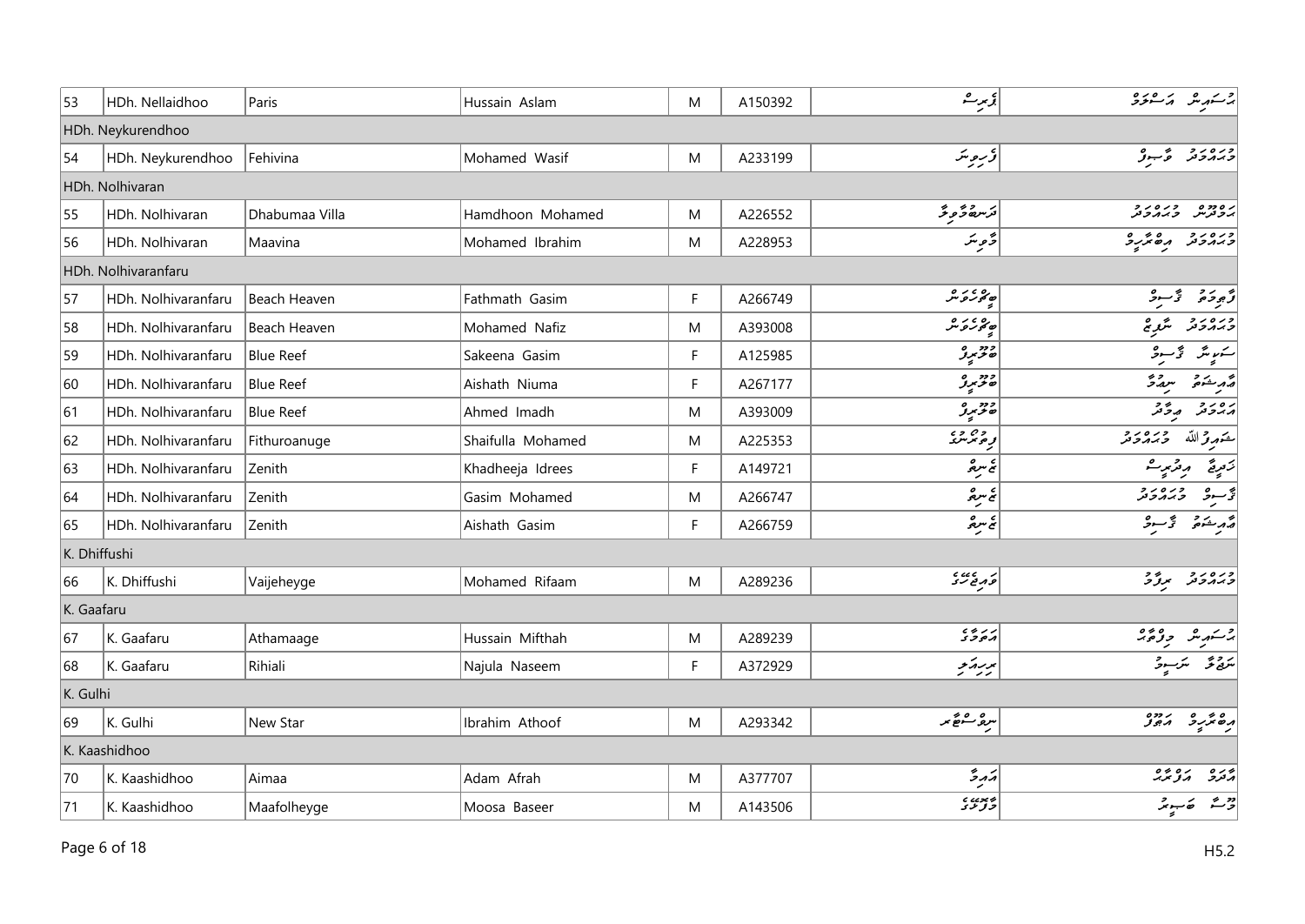| 53 | HDh. Nellaidhoo | Paris | Hussain Aslam | M | A150392 | پَیرިސް | ހުސައިން އަސްލަމް |
|---|---|---|---|---|---|---|---|
| HDh. Neykurendhoo | | | | | | | |
| 54 | HDh. Neykurendhoo | Fehivina | Mohamed Wasif | M | A233199 | ފެހިވިނަ | މުޙައްމަދު ވާސިފް |
| HDh. Nolhivaran | | | | | | | |
| 55 | HDh. Nolhivaran | Dhabumaa Villa | Hamdhoon Mohamed | M | A226552 | ދަބުމާވިލާ | ހަމްދޫން މުޙައްމަދު |
| 56 | HDh. Nolhivaran | Maavina | Mohamed Ibrahim | M | A228953 | މާވިނަ | މުޙައްމަދު އިބްރާހީމް |
| HDh. Nolhivaranfaru | | | | | | | |
| 57 | HDh. Nolhivaranfaru | Beach Heaven | Fathmath Gasim | F | A266749 | ބީޗްހެވަން | ފާތިމަތު ޤާސިމް |
| 58 | HDh. Nolhivaranfaru | Beach Heaven | Mohamed Nafiz | M | A393008 | ބީޗްހެވަން | މުޙައްމަދު ނާފިޒު |
| 59 | HDh. Nolhivaranfaru | Blue Reef | Sakeena Gasim | F | A125985 | ބްލޫރީފް | ސަކީނާ ޤާސިމް |
| 60 | HDh. Nolhivaranfaru | Blue Reef | Aishath Niuma | F | A267177 | ބްލޫރީފް | އާއިޝަތު ނިއުމާ |
| 61 | HDh. Nolhivaranfaru | Blue Reef | Ahmed Imadh | M | A393009 | ބްލޫރީފް | އަޙްމަދު އިމާދު |
| 62 | HDh. Nolhivaranfaru | Fithuroanuge | Shaifulla Mohamed | M | A225353 | ފިތުރޯނުގެ | ޝައިފުﷲ މުޙައްމަދު |
| 63 | HDh. Nolhivaranfaru | Zenith | Khadheeja Idrees | F | A149721 | ޒެނިތް | ޚަދީޖާ އިދްރީސް |
| 64 | HDh. Nolhivaranfaru | Zenith | Gasim Mohamed | M | A266747 | ޒެނިތް | ޤާސިމް މުޙައްމަދު |
| 65 | HDh. Nolhivaranfaru | Zenith | Aishath Gasim | F | A266759 | ޒެނިތް | އާއިޝަތު ޤާސިމް |
| K. Dhiffushi | | | | | | | |
| 66 | K. Dhiffushi | Vaijeheyge | Mohamed Rifaam | M | A289236 | ވައިޖެހޭގެ | މުޙައްމަދު ރިފާމް |
| K. Gaafaru | | | | | | | |
| 67 | K. Gaafaru | Athamaage | Hussain Mifthah | M | A289239 | އަތަމާގެ | ހުސައިން މިފްތާޙް |
| 68 | K. Gaafaru | Rihiali | Najula Naseem | F | A372929 | ރިހިއަލި | ނަޖުލާ ނަސީމް |
| K. Gulhi | | | | | | | |
| 69 | K. Gulhi | New Star | Ibrahim Athoof | M | A293342 | ނިއުސްޓާރ | އިބްރާހީމް އަޠޫފް |
| K. Kaashidhoo | | | | | | | |
| 70 | K. Kaashidhoo | Aimaa | Adam Afrah | M | A377707 | އައިމާ | އާދަމް އަފްރާހް |
| 71 | K. Kaashidhoo | Maafolheyge | Moosa Baseer | M | A143506 | މާފޮޅޭގެ | މޫސާ ބަސީރު |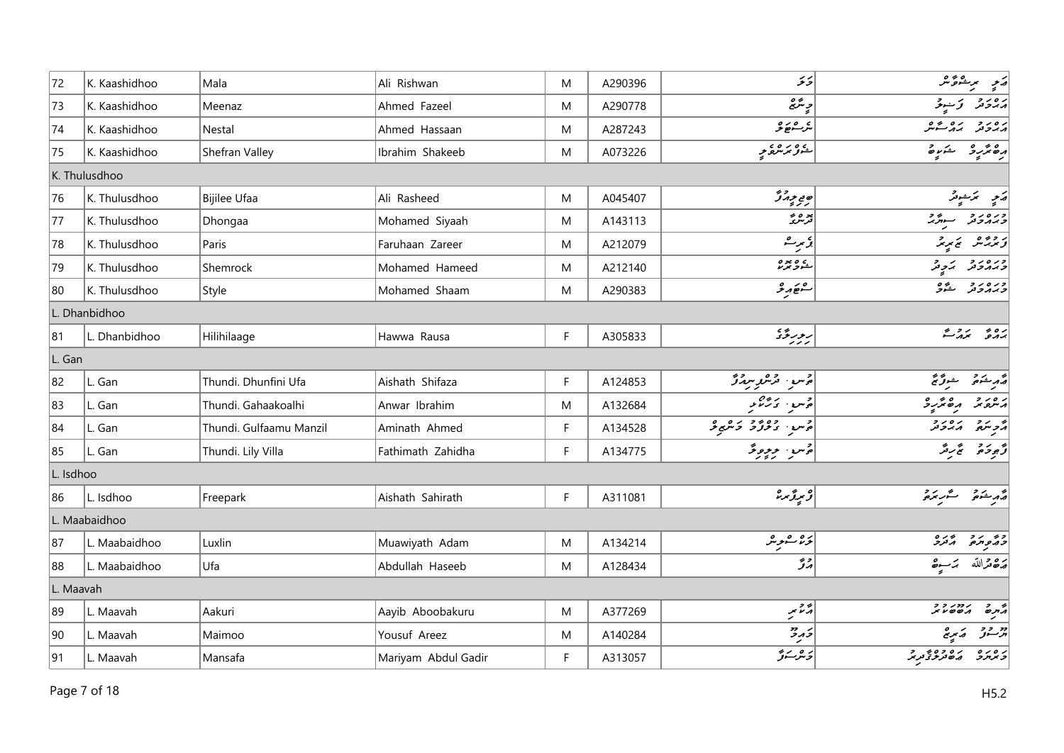| 72 | K. Kaashidhoo | Mala | Ali Rishwan | M | A290396 | މަލަ | އަލީ ރިޝްވާން |
|---|---|---|---|---|---|---|---|
| 73 | K. Kaashidhoo | Meenaz | Ahmed Fazeel | M | A290778 | މީނާޒް | އަޙްމަދު ފަޒީލު |
| 74 | K. Kaashidhoo | Nestal | Ahmed Hassaan | M | A287243 | ނެސްޓަލް | އަޙްމަދު ޙައްސާން |
| 75 | K. Kaashidhoo | Shefran Valley | Ibrahim Shakeeb | M | A073226 | ޝެފްރަންވެލީ | އިބްރާހީމް ޝަކީބު |
| K. Thulusdhoo | | | | | | | |
| 76 | K. Thulusdhoo | Bijilee Ufaa | Ali Rasheed | M | A045407 | ބިޖިލީއުފާ | އަލީ ރަޝީދު |
| 77 | K. Thulusdhoo | Dhongaa | Mohamed Siyaah | M | A143113 | ދޮންގާ | މުޙައްމަދު ސިޔާޙް |
| 78 | K. Thulusdhoo | Paris | Faruhaan Zareer | M | A212079 | ޕެރިސް | ފަރުހާން ޒަރީރު |
| 79 | K. Thulusdhoo | Shemrock | Mohamed Hameed | M | A212140 | ޝެމްރޮކް | މުޙައްމަދު ޙަމީދު |
| 80 | K. Thulusdhoo | Style | Mohamed Shaam | M | A290383 | ސްޓައިލް | މުޙައްމަދު ޝާމް |
| L. Dhanbidhoo | | | | | | | |
| 81 | L. Dhanbidhoo | Hilihilaage | Hawwa Rausa | F | A305833 | ހިލިހިލާގެ | ޙައްވާ ރައުސާ |
| L. Gan | | | | | | | |
| 82 | L. Gan | Thundi. Dhunfini Ufa | Aishath Shifaza | F | A124853 | ތުނޑި. ދުންފިނިއުފާ | އާއިޝަތު ޝިފާޒާ |
| 83 | L. Gan | Thundi. Gahaakoalhi | Anwar Ibrahim | M | A132684 | ތުނޑި. ގަހާކޮޅި | އަންވަރު އިބްރާހީމް |
| 84 | L. Gan | Thundi. Gulfaamu Manzil | Aminath Ahmed | F | A134528 | ތުނޑި. ގުލްފާމް މަންޒިލް | އާމިނަތު އަޙްމަދު |
| 85 | L. Gan | Thundi. Lily Villa | Fathimath Zahidha | F | A134775 | ތުނޑި. ލިލީވިލާ | ފާތިމަތު ޒާހިދާ |
| L. Isdhoo | | | | | | | |
| 86 | L. Isdhoo | Freepark | Aishath Sahirath | F | A311081 | ފްރީޕާރކް | އާއިޝަތު ސާހިރަތު |
| L. Maabaidhoo | | | | | | | |
| 87 | L. Maabaidhoo | Luxlin | Muawiyath Adam | M | A134214 | ލަކްސްލިން | މުއާވިޔަތު އާދަމް |
| 88 | L. Maabaidhoo | Ufa | Abdullah Haseeb | M | A128434 | އުފާ | ޢަބްދުﷲ ހަސީބު |
| L. Maavah | | | | | | | |
| 89 | L. Maavah | Aakuri | Aayib Aboobakuru | M | A377269 | އާކުރި | އާއިބު އަބޫބަކުރު |
| 90 | L. Maavah | Maimoo | Yousuf Areez | M | A140284 | މައިމޫ | ޔޫސުފު އަރީޒު |
| 91 | L. Maavah | Mansafa | Mariyam Abdul Gadir | F | A313057 | މަންސަފާ | މަރިޔަމް އަބްދުލްޤާދިރު |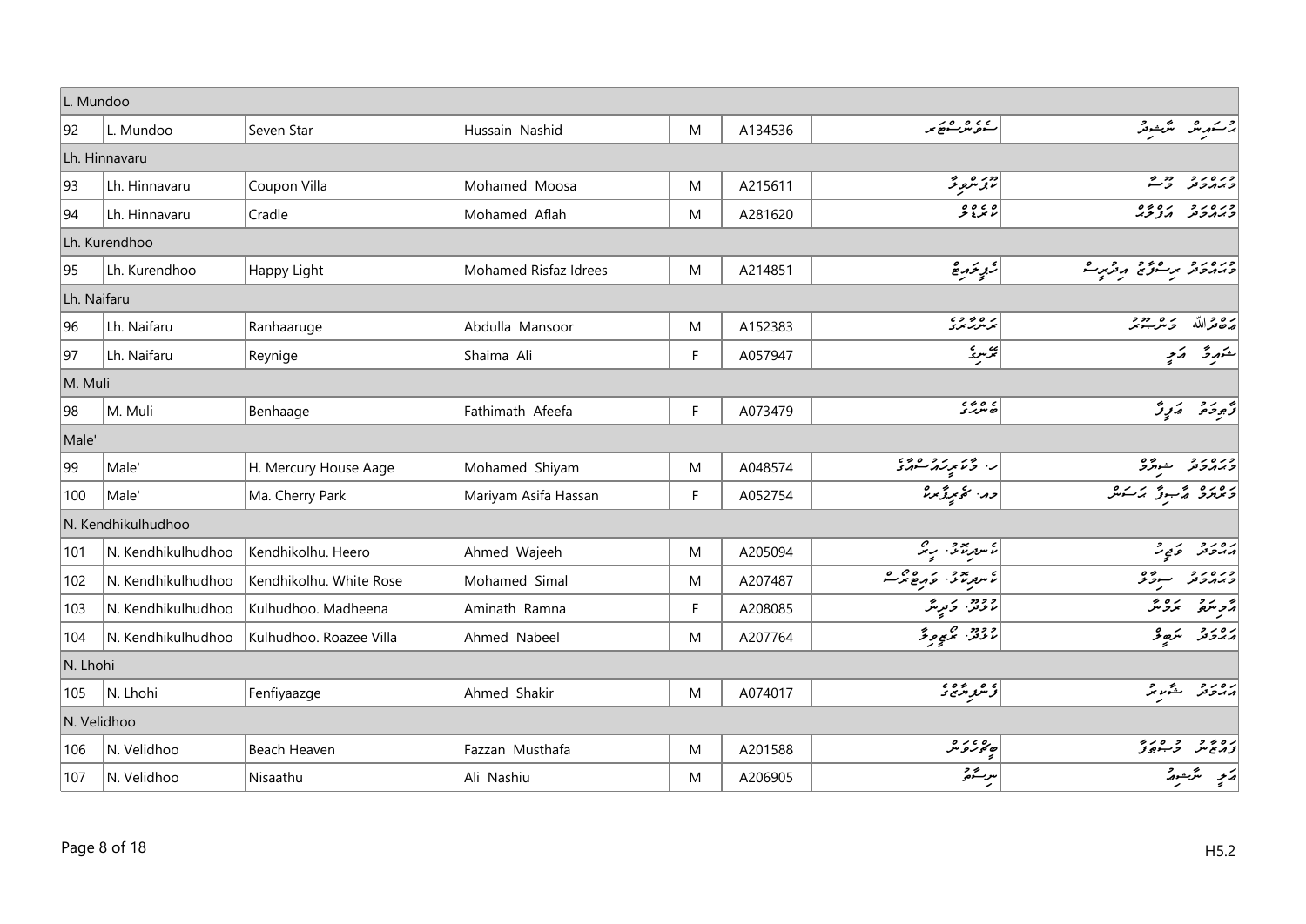| | | | | | | | |
|---|---|---|---|---|---|---|---|
| L. Mundoo | | | | | | | |
| 92 | L. Mundoo | Seven Star | Hussain Nashid | M | A134536 | ސެވެންސްޓަރ | ހުސައިން ނާޝިދު |
| Lh. Hinnavaru | | | | | | | |
| 93 | Lh. Hinnavaru | Coupon Villa | Mohamed Moosa | M | A215611 | ކޫޕޮންވިލާ | މުޙައްމަދު މޫސާ |
| 94 | Lh. Hinnavaru | Cradle | Mohamed Aflah | M | A281620 | ކްރެޑްލް | މުޙައްމަދު އަފްލަޙް |
| Lh. Kurendhoo | | | | | | | |
| 95 | Lh. Kurendhoo | Happy Light | Mohamed Risfaz Idrees | M | A214851 | ހެޕީލައިޓް | މުޙައްމަދު ރިސްފާޒް އިދުރީސް |
| Lh. Naifaru | | | | | | | |
| 96 | Lh. Naifaru | Ranhaaruge | Abdulla Mansoor | M | A152383 | ރަންހާރުގެ | ޢަބްދުﷲ މަންޞޫރު |
| 97 | Lh. Naifaru | Reynige | Shaima Ali | F | A057947 | ރޭނިގެ | ޝައިމާ ޢަލީ |
| M. Muli | | | | | | | |
| 98 | M. Muli | Benhaage | Fathimath Afeefa | F | A073479 | ބެންހާގެ | ފާތިމަތު އަފީފާ |
| Male' | | | | | | | |
| 99 | Male' | H. Mercury House Aage | Mohamed Shiyam | M | A048574 | ހ. މާކިއުރީހައުސްއާގެ | މުޙައްމަދު ޝިޔާމް |
| 100 | Male' | Ma. Cherry Park | Mariyam Asifa Hassan | F | A052754 | މއ. ޗެރީޕާރކް | މަރިޔަމް އާސިފާ ޙަސަން |
| N. Kendhikulhudhoo | | | | | | | |
| 101 | N. Kendhikulhudhoo | Kendhikolhu. Heero | Ahmed Wajeeh | M | A205094 | ކެނދިކޮޅު. ހީރޯ | އަޙްމަދު ވަޖީހު |
| 102 | N. Kendhikulhudhoo | Kendhikolhu. White Rose | Mohamed Simal | M | A207487 | ކެނދިކޮޅު. ވައިޓްރޯސް | މުޙައްމަދު ސިމާލް |
| 103 | N. Kendhikulhudhoo | Kulhudhoo. Madheena | Aminath Ramna | F | A208085 | ކުޅުދޫ. މަދީނާ | އާމިނަތު ރަމްނާ |
| 104 | N. Kendhikulhudhoo | Kulhudhoo. Roazee Villa | Ahmed Nabeel | M | A207764 | ކުޅުދޫ. ރޯޒީވިލާ | އަޙްމަދު ނަބީލް |
| N. Lhohi | | | | | | | |
| 105 | N. Lhohi | Fenfiyaazge | Ahmed Shakir | M | A074017 | ފެންފިޔާޒްގެ | އަޙްމަދު ޝާކިރު |
| N. Velidhoo | | | | | | | |
| 106 | N. Velidhoo | Beach Heaven | Fazzan Musthafa | M | A201588 | ބީޗްހެވަން | ފައްޒާން މުސްތަފާ |
| 107 | N. Velidhoo | Nisaathu | Ali Nashiu | M | A206905 | ނިސާތު | ޢަލީ ނާޝިޢު |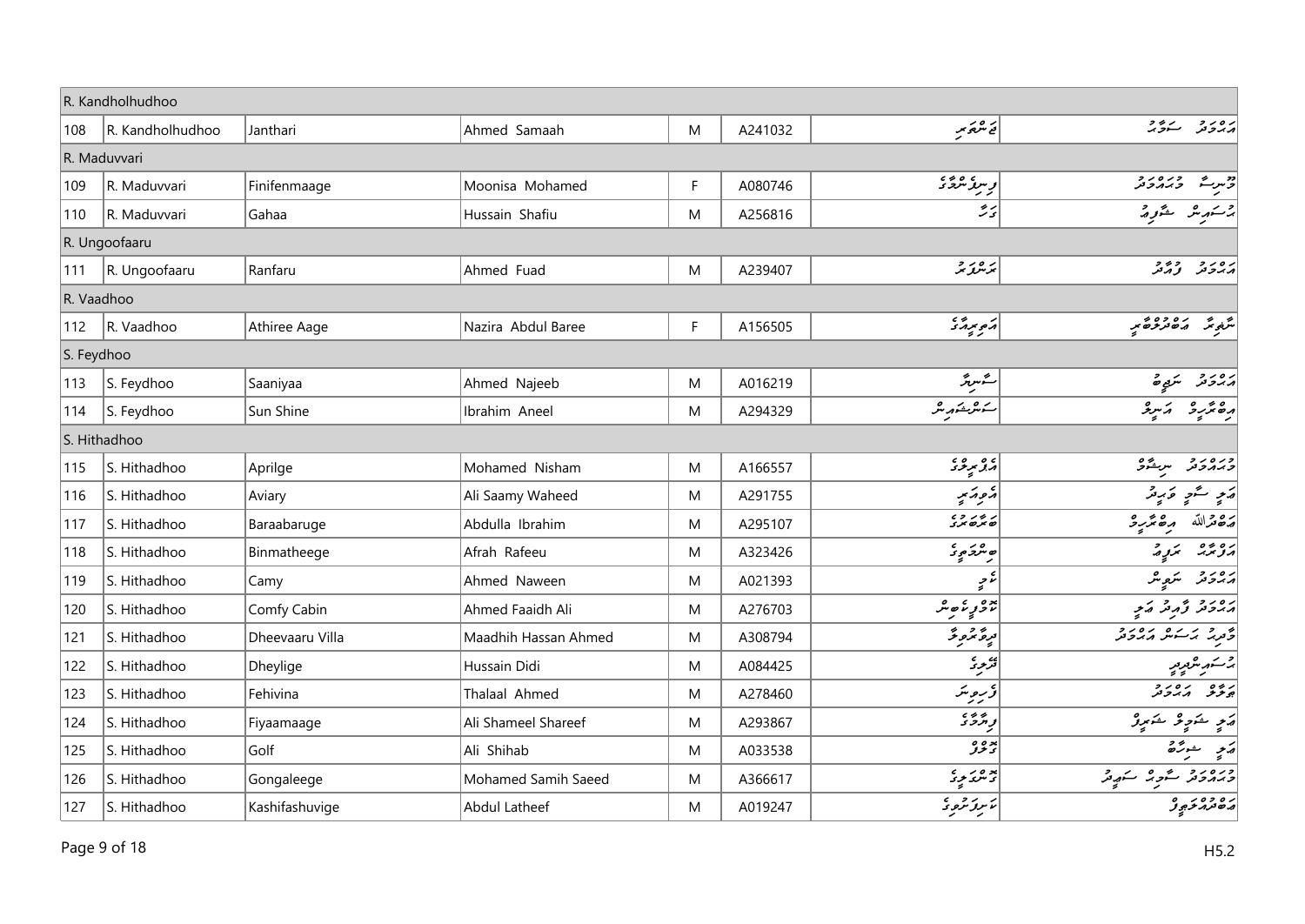| | | | | | | | |
|---|---|---|---|---|---|---|---|
| R. Kandholhudhoo | | | | | | | |
| 108 | R. Kandholhudhoo | Janthari | Ahmed Samaah | M | A241032 | ޖަންތަރި | އަޙްމަދު ސަމާޙް |
| R. Maduvvari | | | | | | | |
| 109 | R. Maduvvari | Finifenmaage | Moonisa Mohamed | F | A080746 | ފިނިފެންމާގެ | މޫނިސާ މުޙައްމަދު |
| 110 | R. Maduvvari | Gahaa | Hussain Shafiu | M | A256816 | ގަހާ | ޙުސައިން ޝާފިއު |
| R. Ungoofaaru | | | | | | | |
| 111 | R. Ungoofaaru | Ranfaru | Ahmed Fuad | M | A239407 | ރަންފަރު | އަޙްމަދު ފުއާދު |
| R. Vaadhoo | | | | | | | |
| 112 | R. Vaadhoo | Athiree Aage | Nazira Abdul Baree | F | A156505 | އަތިރީއާގެ | ނާޒިރާ އަބްދުލްބާރީ |
| S. Feydhoo | | | | | | | |
| 113 | S. Feydhoo | Saaniyaa | Ahmed Najeeb | M | A016219 | ސާނިޔާ | އަޙްމަދު ނަޖީބު |
| 114 | S. Feydhoo | Sun Shine | Ibrahim Aneel | M | A294329 | ސަންޝައިން | އިބްރާހީމް އަނީލް |
| S. Hithadhoo | | | | | | | |
| 115 | S. Hithadhoo | Aprilge | Mohamed Nisham | M | A166557 | އޭޕްރިލްގެ | މުޙައްމަދު ނިޝާމް |
| 116 | S. Hithadhoo | Aviary | Ali Saamy Waheed | M | A291755 | އޭވިއަރީ | އަލީ ސާމީ ވަޙީދު |
| 117 | S. Hithadhoo | Baraabaruge | Abdulla Ibrahim | M | A295107 | ބަރާބަރުގެ | އަބްދުﷲ އިބްރާހީމް |
| 118 | S. Hithadhoo | Binmatheege | Afrah Rafeeu | M | A323426 | ބިންމަތީގެ | އަފްރާޙް ރަފީއު |
| 119 | S. Hithadhoo | Camy | Ahmed Naween | M | A021393 | ކެމީ | އަޙްމަދު ނަވީން |
| 120 | S. Hithadhoo | Comfy Cabin | Ahmed Faaidh Ali | M | A276703 | ކޮމްފީކެބިން | އަޙްމަދު ފާއިދު އަލީ |
| 121 | S. Hithadhoo | Dheevaaru Villa | Maadhih Hassan Ahmed | M | A308794 | ދީވާރުވިލާ | މާދިޙް ޙަސަން އަޙްމަދު |
| 122 | S. Hithadhoo | Dheylige | Hussain Didi | M | A084425 | ދޭލިގެ | ޙުސައިންދީދީ |
| 123 | S. Hithadhoo | Fehivina | Thalaal Ahmed | M | A278460 | ފެހިވިނަ | ޠަލާލް އަޙްމަދު |
| 124 | S. Hithadhoo | Fiyaamaage | Ali Shameel Shareef | M | A293867 | ފިޔާމާގެ | އަލީ ޝަމީލް ޝަރީފް |
| 125 | S. Hithadhoo | Golf | Ali Shihab | M | A033538 | ގޯލްފް | އަލީ ޝިހާބު |
| 126 | S. Hithadhoo | Gongaleege | Mohamed Samih Saeed | M | A366617 | ގޮންގަލީގެ | މުޙައްމަދު ސާމިޙް ސަޢީދު |
| 127 | S. Hithadhoo | Kashifashuvige | Abdul Latheef | M | A019247 | ކަޝިފަޝުވިގެ | އަބްދުއްލަޠީފް |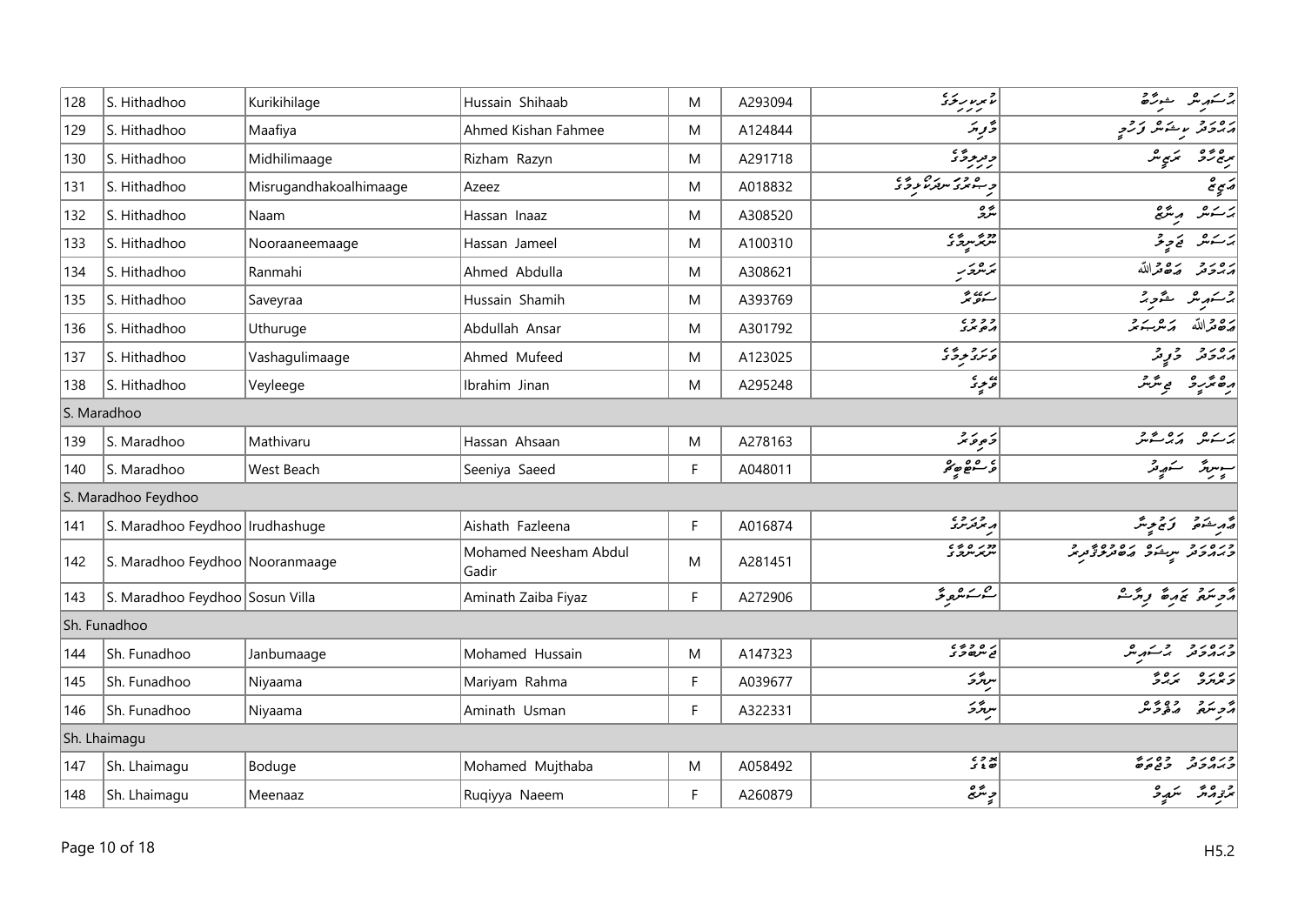| 128 | S. Hithadhoo | Kurikihilage | Hussain Shihaab | M | A293094 | ނުރިކިހިލަގެ | ހުސައިން ޝިހާބް |
|---|---|---|---|---|---|---|---|
| 129 | S. Hithadhoo | Maafiya | Ahmed Kishan Fahmee | M | A124844 | މާފިޔާ | އަހުމަދު ކިޝަން ފަހުމީ |
| 130 | S. Hithadhoo | Midhilimaage | Rizham Razyn | M | A291718 | މިދިލިމާގެ | ރިޒާމް ރަޒީން |
| 131 | S. Hithadhoo | Misrugandhakoalhimaage | Azeez | M | A018832 | މިސްރުގަންދަކޯޅިމާގެ | އަޒީޒު |
| 132 | S. Hithadhoo | Naam | Hassan Inaaz | M | A308520 | ނާމް | ހަސަން އިނާޒް |
| 133 | S. Hithadhoo | Nooraaneemaage | Hassan Jameel | M | A100310 | ނޫރާނީމާގެ | ހަސަން ޖަމީލް |
| 134 | S. Hithadhoo | Ranmahi | Ahmed Abdulla | M | A308621 | ރަންމަހި | އަހުމަދު އަބްދުﷲ |
| 135 | S. Hithadhoo | Saveyraa | Hussain Shamih | M | A393769 | ސަވޭރާ | ހުސައިން ޝާމިހް |
| 136 | S. Hithadhoo | Uthuruge | Abdullah Ansar | M | A301792 | އުތުރުގެ | އަބްދުﷲ އަންސާރު |
| 137 | S. Hithadhoo | Vashagulimaage | Ahmed Mufeed | M | A123025 | ވަށަގުލިމާގެ | އަހުމަދު މުފީދު |
| 138 | S. Hithadhoo | Veyleege | Ibrahim Jinan | M | A295248 | ވޭލީގެ | އިބްރާހީމް ޖިނާން |
| S. Maradhoo | | | | | | | |
| 139 | S. Maradhoo | Mathivaru | Hassan Ahsaan | M | A278163 | މަތިވަރު | ހަސަން އަހުސާން |
| 140 | S. Maradhoo | West Beach | Seeniya Saeed | F | A048011 | ވެސްޓްބީޗް | ސީނިޔާ ސައީދު |
| S. Maradhoo Feydhoo | | | | | | | |
| 141 | S. Maradhoo Feydhoo | Irudhashuge | Aishath Fazleena | F | A016874 | އިރުދަށުގެ | އައިޝަތު ފަޒްލީނާ |
| 142 | S. Maradhoo Feydhoo | Nooranmaage | Mohamed Neesham Abdul Gadir | M | A281451 | ނޫރަންމާގެ | މުހައްމަދު ނީޝާމް އަބްދުލްގާދިރު |
| 143 | S. Maradhoo Feydhoo | Sosun Villa | Aminath Zaiba Fiyaz | F | A272906 | ސޮސުންވިލާ | އާމިނަތު ޒައިބާ ފިޔާޒް |
| Sh. Funadhoo | | | | | | | |
| 144 | Sh. Funadhoo | Janbumaage | Mohamed Hussain | M | A147323 | ޖަނބުމާގެ | މުހައްމަދު ހުސައިން |
| 145 | Sh. Funadhoo | Niyaama | Mariyam Rahma | F | A039677 | ނިޔާމާ | މަރިޔަމް ރަހުމާ |
| 146 | Sh. Funadhoo | Niyaama | Aminath Usman | F | A322331 | ނިޔާމާ | އާމިނަތު އުސްމާން |
| Sh. Lhaimagu | | | | | | | |
| 147 | Sh. Lhaimagu | Boduge | Mohamed Mujthaba | M | A058492 | ބޮޑުގެ | މުހައްމަދު މުޖުތަބާ |
| 148 | Sh. Lhaimagu | Meenaaz | Ruqiyya Naeem | F | A260879 | މީނާޒް | ރުގިއްޔާ ނަޢީމް |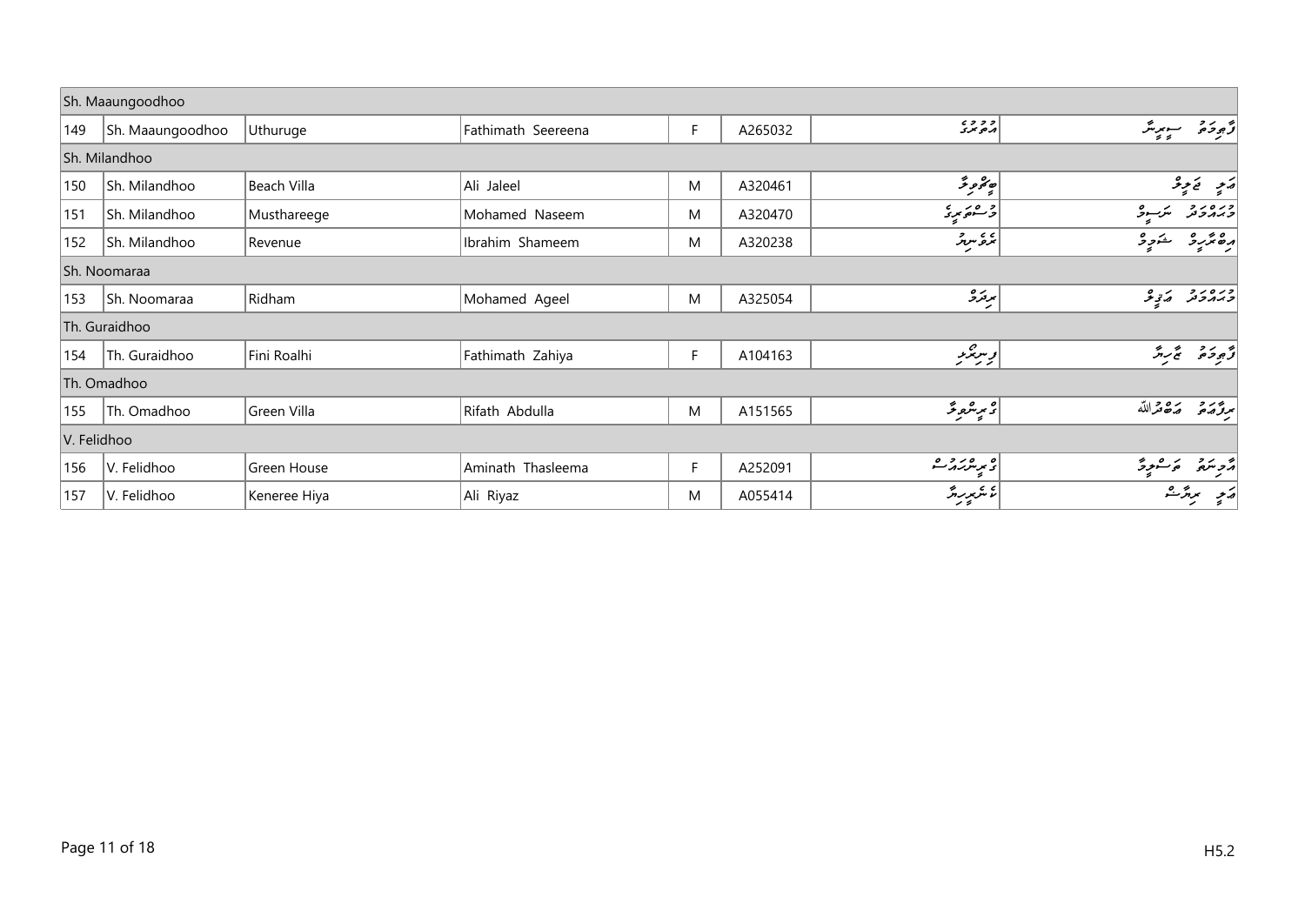| | | | | | | | |
|---|---|---|---|---|---|---|---|
| Sh. Maaungoodhoo | | | | | | | |
| 149 | Sh. Maaungoodhoo | Uthuruge | Fathimath Seereena | F | A265032 | މުތުރުގެ | ފާތިމަތު ސީރީނާ |
| Sh. Milandhoo | | | | | | | |
| 150 | Sh. Milandhoo | Beach Villa | Ali Jaleel | M | A320461 | ބީޗްވިލާ | އަލި ޖަލީލް |
| 151 | Sh. Milandhoo | Musthareege | Mohamed Naseem | M | A320470 | މުސްތަރީގެ | މުޙައްމަދު ނަސީމް |
| 152 | Sh. Milandhoo | Revenue | Ibrahim Shameem | M | A320238 | ރެވެނިއު | އިބްރާހީމް شަމީމް |
| Sh. Noomaraa | | | | | | | |
| 153 | Sh. Noomaraa | Ridham | Mohamed Ageel | M | A325054 | ރިދަމް | މުޙައްމަދު އަގީލް |
| Th. Guraidhoo | | | | | | | |
| 154 | Th. Guraidhoo | Fini Roalhi | Fathimath Zahiya | F | A104163 | ފިނިރޯޅި | ފާތިމަތު ޒާހިޔާ |
| Th. Omadhoo | | | | | | | |
| 155 | Th. Omadhoo | Green Villa | Rifath Abdulla | M | A151565 | ގުރީންވިލާ | ރިފާއަތު އަބްدُالله |
| V. Felidhoo | | | | | | | |
| 156 | V. Felidhoo | Green House | Aminath Thasleema | F | A252091 | ގުރީންހައުސް | އާމިނަތު ތަސްލީމާ |
| 157 | V. Felidhoo | Keneree Hiya | Ali Riyaz | M | A055414 | ކެނެރީހިޔާ | އަލި ރިޔާޒް |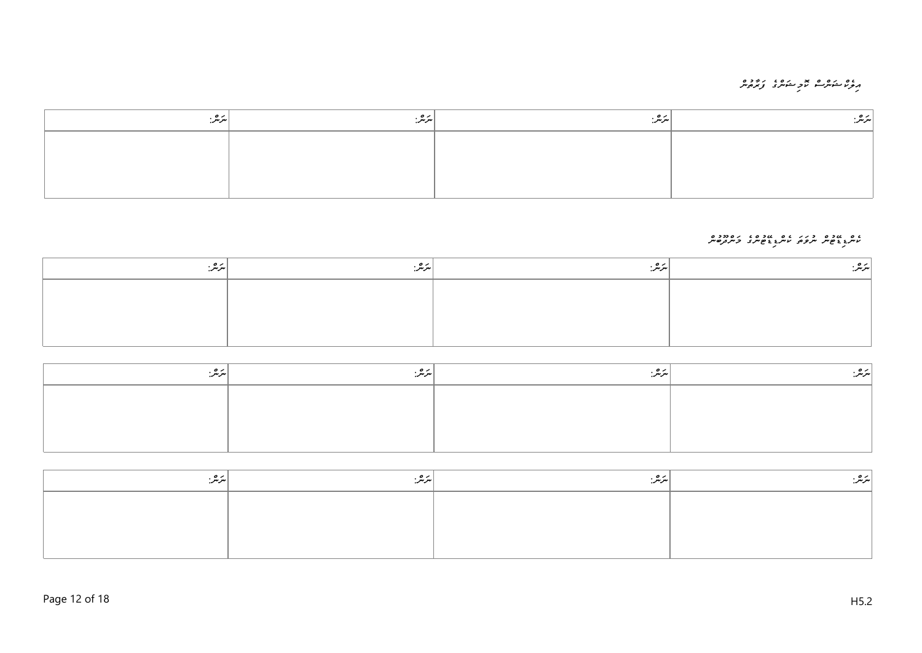# ދިވެހިބަސް ކޮމިޝަނުގެ ފޯމެއް

| ނަން: | ނަން: | ނަން: | ނަން: |
|---|---|---|---|
| | | | |

## ކުންފުނިތަކުގެ ނުވަތަ ކޮންޕެނީތަކުގެ މަސްދަރުތައް

| ނަން: | ނަން: | ނަން: | ނަން: |
|---|---|---|---|
| | | | |

| ނަން: | ނަން: | ނަން: | ނަން: |
|---|---|---|---|
| | | | |

| ނަން: | ނަން: | ނަން: | ނަން: |
|---|---|---|---|
| | | | |

H5.2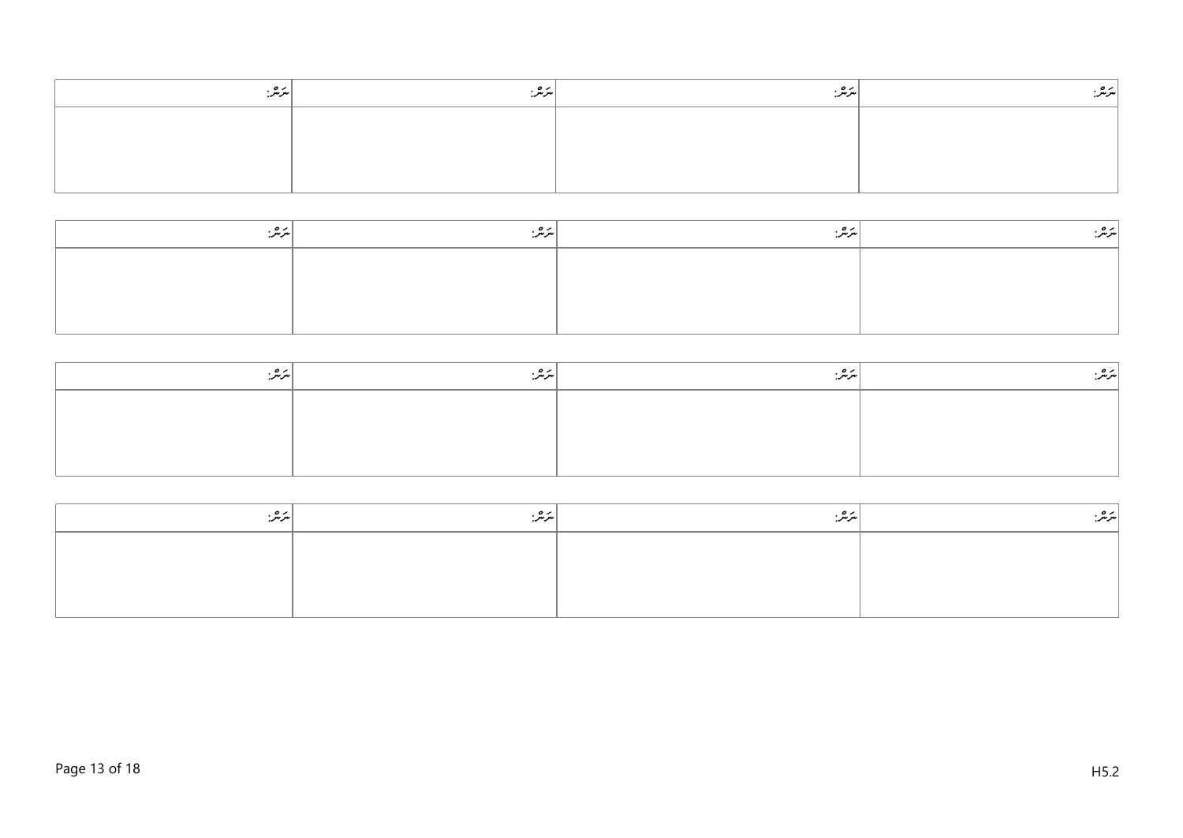| ނަރުދ: | ނަރުދ: | ނަރުދ: | ނަރުދ: |
| --- | --- | --- | --- |
| | | | |

| ނަރުދ: | ނަރުދ: | ނަރުދ: | ނަރުދ: |
| --- | --- | --- | --- |
| | | | |

| ނަރުދ: | ނަރުދ: | ނަރުދ: | ނަރުދ: |
| --- | --- | --- | --- |
| | | | |

| ނަރުދ: | ނަރުދ: | ނަރުދ: | ނަރުދ: |
| --- | --- | --- | --- |
| | | | |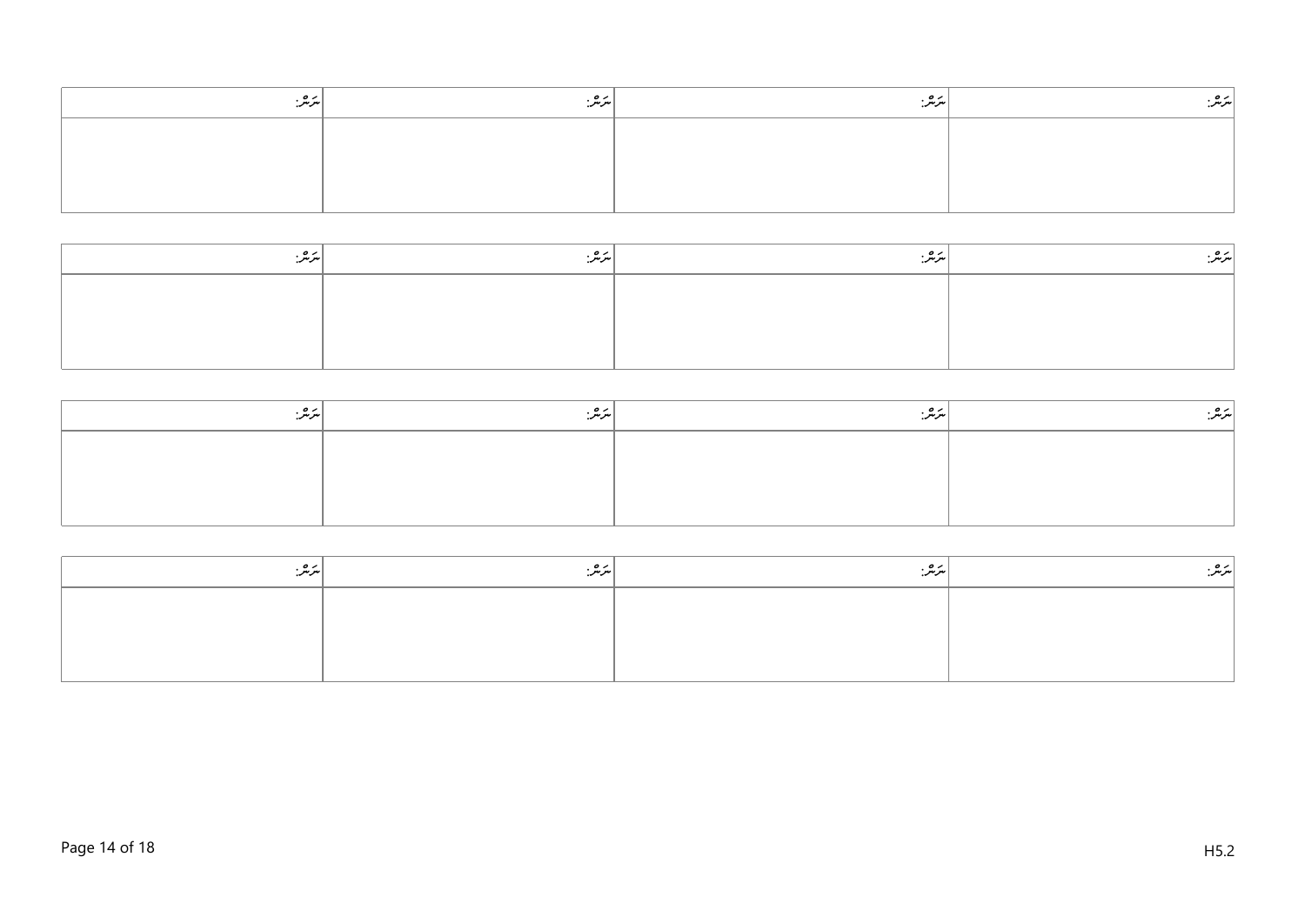| ނަރަ: | ނަރަ: | ނަރަ: | ނަރަ: |
| --- | --- | --- | --- |
| | | | |

| ނަރަ: | ނަރަ: | ނަރަ: | ނަރަ: |
| --- | --- | --- | --- |
| | | | |

| ނަރަ: | ނަރަ: | ނަރަ: | ނަރަ: |
| --- | --- | --- | --- |
| | | | |

| ނަރަ: | ނަރަ: | ނަރަ: | ނަރަ: |
| --- | --- | --- | --- |
| | | | |

H5.2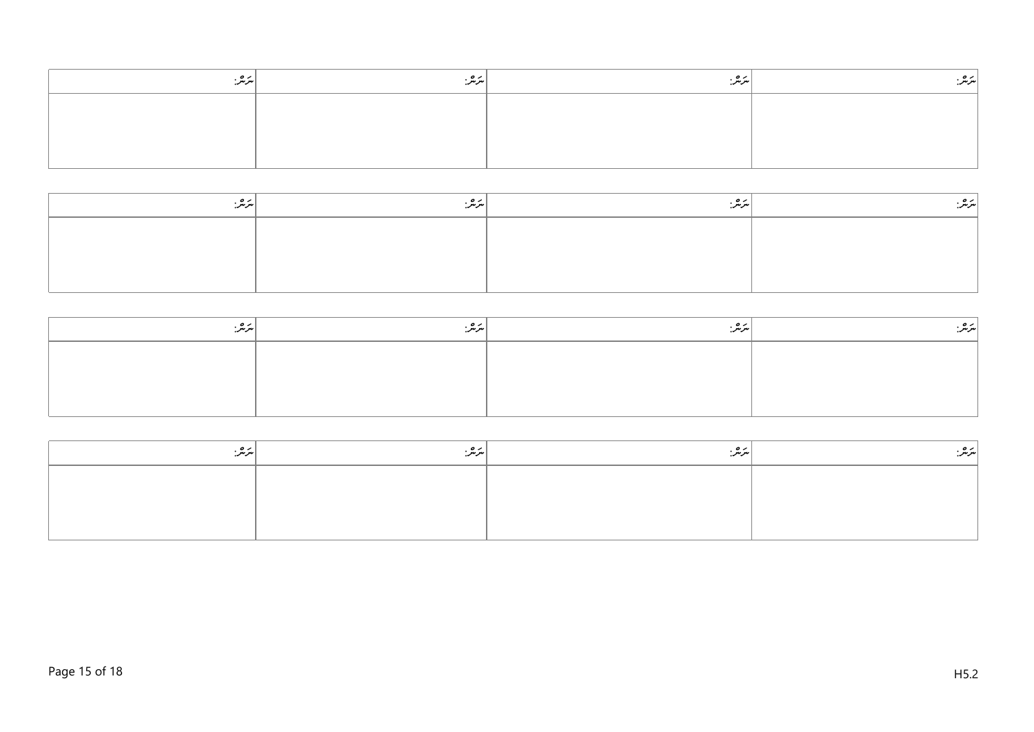| ނަަރު: | ނަަރު: | ނަަރު: | ނަަރު: |
| --- | --- | --- | --- |
| | | | |

| ނަަރު: | ނަަރު: | ނަަރު: | ނަަރު: |
| --- | --- | --- | --- |
| | | | |

| ނަަރު: | ނަަރު: | ނަަރު: | ނަަރު: |
| --- | --- | --- | --- |
| | | | |

| ނަަރު: | ނަަރު: | ނަަރު: | ނަަރު: |
| --- | --- | --- | --- |
| | | | |

H5.2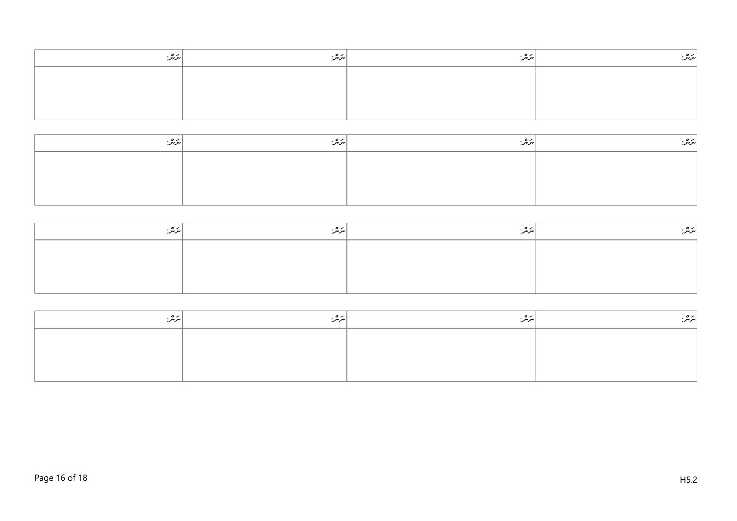| ނަންބަރު: | ނަންބަރު: | ނަންބަރު: | ނަންބަރު: |
|---|---|---|---|
| | | | |

| ނަންބަރު: | ނަންބަރު: | ނަންބަރު: | ނަންބަރު: |
|---|---|---|---|
| | | | |

| ނަންބަރު: | ނަންބަރު: | ނަންބަރު: | ނަންބަރު: |
|---|---|---|---|
| | | | |

| ނަންބަރު: | ނަންބަރު: | ނަންބަރު: | ނަންބަރު: |
|---|---|---|---|
| | | | |

H5.2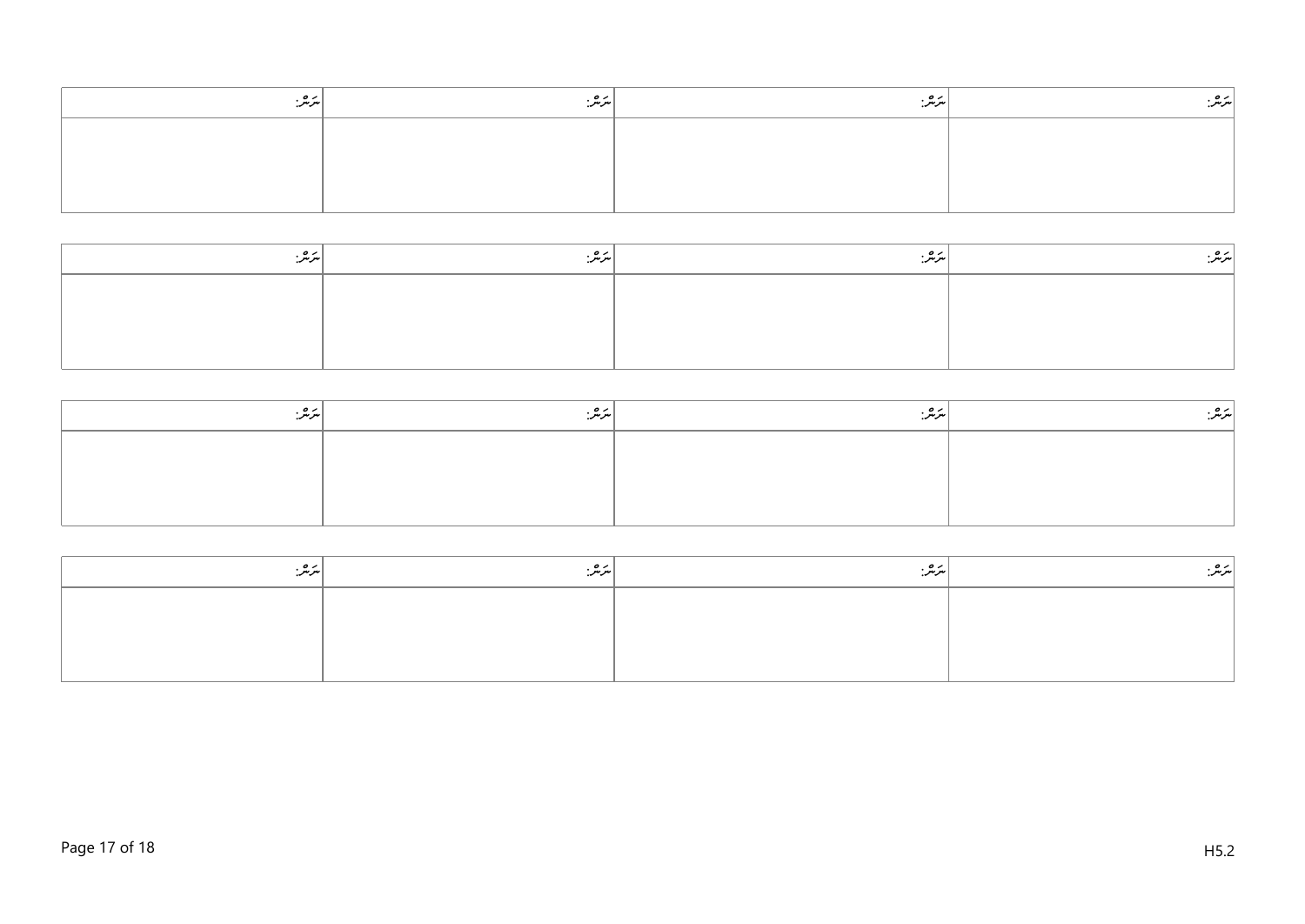| ނަރުދ: | ނަރުދ: | ނަރުދ: | ނަރުދ: |
| --- | --- | --- | --- |
| | | | |

| ނަރުދ: | ނަރުދ: | ނަރުދ: | ނަރުދ: |
| --- | --- | --- | --- |
| | | | |

| ނަރުދ: | ނަރުދ: | ނަރުދ: | ނަރުދ: |
| --- | --- | --- | --- |
| | | | |

| ނަރުދ: | ނަރުދ: | ނަރުދ: | ނަރުދ: |
| --- | --- | --- | --- |
| | | | |

H5.2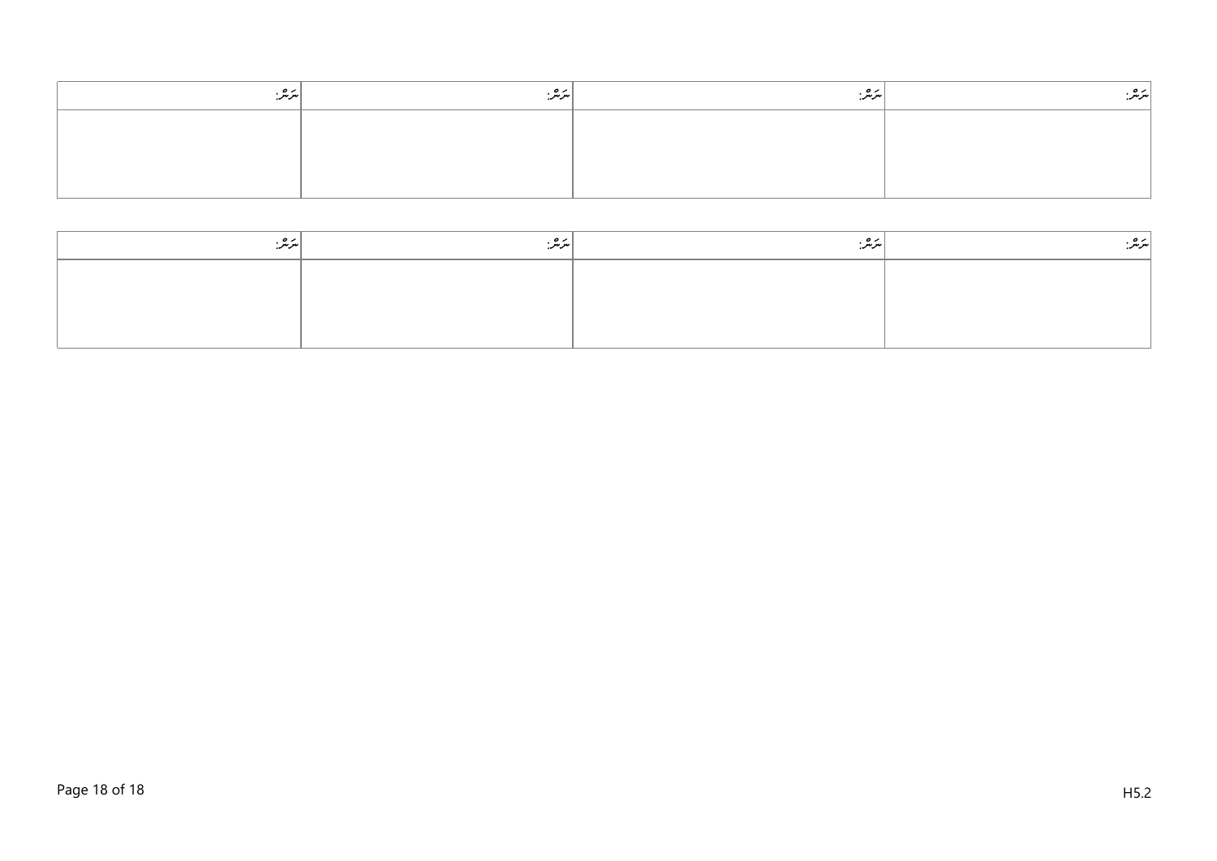| ނަރެދ: | ނަރެދ: | ނަރެދ: | ނަރެދ: |
|---|---|---|---|
| | | | |

| ނަރެދ: | ނަރެދ: | ނަރެދ: | ނަރެދ: |
|---|---|---|---|
| | | | |

H5.2